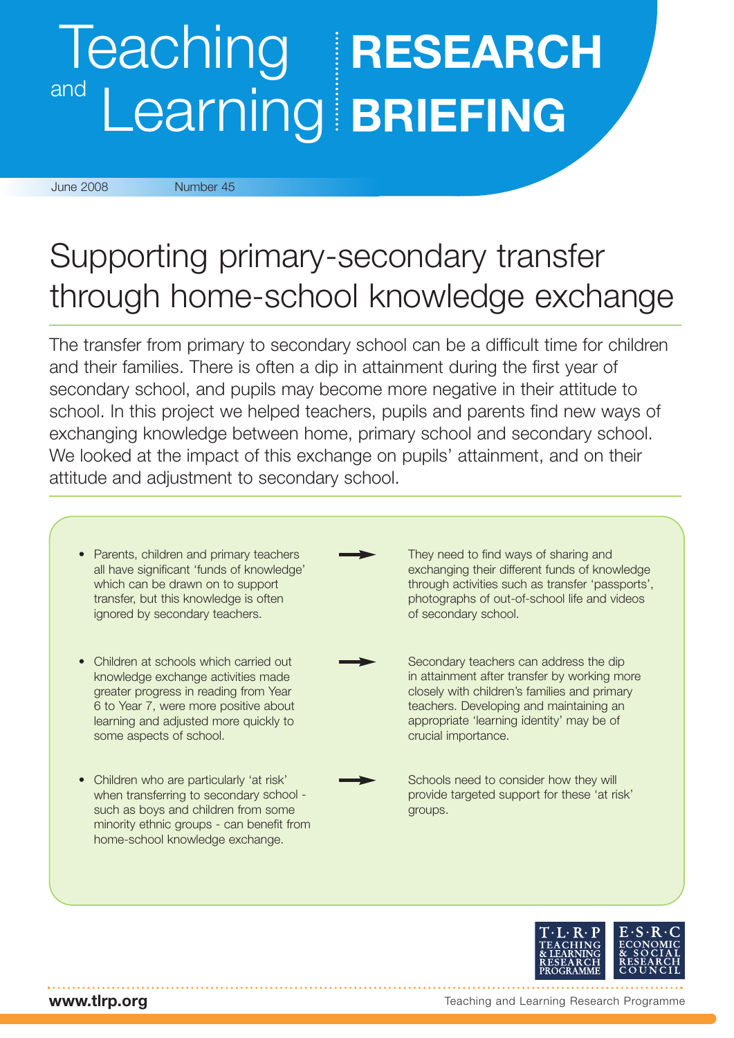# Teaching and Learning RESEARCH BRIEFING

June 2008 Number 45

## Supporting primary-secondary transfer through home-school knowledge exchange

The transfer from primary to secondary school can be a difficult time for children and their families. There is often a dip in attainment during the first year of secondary school, and pupils may become more negative in their attitude to school. In this project we helped teachers, pupils and parents find new ways of exchanging knowledge between home, primary school and secondary school. We looked at the impact of this exchange on pupils' attainment, and on their attitude and adjustment to secondary school.

- Parents, children and primary teachers all have significant 'funds of knowledge' which can be drawn on to support transfer, but this knowledge is often ignored by secondary teachers.
  → They need to find ways of sharing and exchanging their different funds of knowledge through activities such as transfer 'passports', photographs of out-of-school life and videos of secondary school.

- Children at schools which carried out knowledge exchange activities made greater progress in reading from Year 6 to Year 7, were more positive about learning and adjusted more quickly to some aspects of school.
  → Secondary teachers can address the dip in attainment after transfer by working more closely with children's families and primary teachers. Developing and maintaining an appropriate 'learning identity' may be of crucial importance.

- Children who are particularly 'at risk' when transferring to secondary school - such as boys and children from some minority ethnic groups - can benefit from home-school knowledge exchange.
  → Schools need to consider how they will provide targeted support for these 'at risk' groups.

T·L·R·P TEACHING & LEARNING RESEARCH PROGRAMME

E·S·R·C ECONOMIC & SOCIAL RESEARCH COUNCIL

www.tlrp.org

Teaching and Learning Research Programme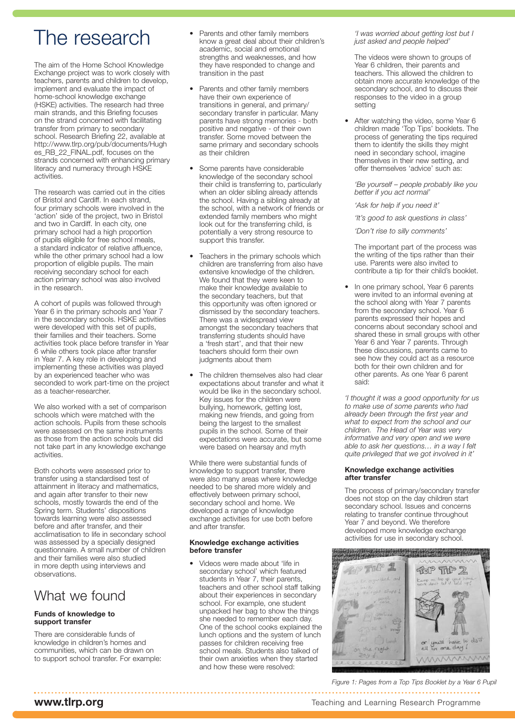# The research

The aim of the Home School Knowledge Exchange project was to work closely with teachers, parents and children to develop, implement and evaluate the impact of home-school knowledge exchange (HSKE) activities. The research had three main strands, and this Briefing focuses on the strand concerned with facilitating transfer from primary to secondary school. Research Briefing 22, available at http://www.tlrp.org/pub/documents/Hughes_RB_22_FINAL.pdf, focuses on the strands concerned with enhancing primary literacy and numeracy through HSKE activities.

The research was carried out in the cities of Bristol and Cardiff. In each strand, four primary schools were involved in the 'action' side of the project, two in Bristol and two in Cardiff. In each city, one primary school had a high proportion of pupils eligible for free school meals, a standard indicator of relative affluence, while the other primary school had a low proportion of eligible pupils. The main receiving secondary school for each action primary school was also involved in the research.

A cohort of pupils was followed through Year 6 in the primary schools and Year 7 in the secondary schools. HSKE activities were developed with this set of pupils, their families and their teachers. Some activities took place before transfer in Year 6 while others took place after transfer in Year 7. A key role in developing and implementing these activities was played by an experienced teacher who was seconded to work part-time on the project as a teacher-researcher.

We also worked with a set of comparison schools which were matched with the action schools. Pupils from these schools were assessed on the same instruments as those from the action schools but did not take part in any knowledge exchange activities.

Both cohorts were assessed prior to transfer using a standardised test of attainment in literacy and mathematics, and again after transfer to their new schools, mostly towards the end of the Spring term. Students' dispositions towards learning were also assessed before and after transfer, and their acclimatisation to life in secondary school was assessed by a specially designed questionnaire. A small number of children and their families were also studied in more depth using interviews and observations.

# What we found

### Funds of knowledge to support transfer

There are considerable funds of knowledge in children's homes and communities, which can be drawn on to support school transfer. For example:

- Parents and other family members know a great deal about their children's academic, social and emotional strengths and weaknesses, and how they have responded to change and transition in the past
- Parents and other family members have their own experience of transitions in general, and primary/secondary transfer in particular. Many parents have strong memories - both positive and negative - of their own transfer. Some moved between the same primary and secondary schools as their children
- Some parents have considerable knowledge of the secondary school their child is transferring to, particularly when an older sibling already attends the school. Having a sibling already at the school, with a network of friends or extended family members who might look out for the transferring child, is potentially a very strong resource to support this transfer.
- Teachers in the primary schools which children are transferring from also have extensive knowledge of the children. We found that they were keen to make their knowledge available to the secondary teachers, but that this opportunity was often ignored or dismissed by the secondary teachers. There was a widespread view amongst the secondary teachers that transferring students should have a 'fresh start', and that their new teachers should form their own judgments about them
- The children themselves also had clear expectations about transfer and what it would be like in the secondary school. Key issues for the children were bullying, homework, getting lost, making new friends, and going from being the largest to the smallest pupils in the school. Some of their expectations were accurate, but some were based on hearsay and myth

While there were substantial funds of knowledge to support transfer, there were also many areas where knowledge needed to be shared more widely and effectively between primary school, secondary school and home. We developed a range of knowledge exchange activities for use both before and after transfer.

### Knowledge exchange activities before transfer

- Videos were made about 'life in secondary school' which featured students in Year 7, their parents, teachers and other school staff talking about their experiences in secondary school. For example, one student unpacked her bag to show the things she needed to remember each day. One of the school cooks explained the lunch options and the system of lunch passes for children receiving free school meals. Students also talked of their own anxieties when they started and how these were resolved:

  *'I was worried about getting lost but I just asked and people helped'*

  The videos were shown to groups of Year 6 children, their parents and teachers. This allowed the children to obtain more accurate knowledge of the secondary school, and to discuss their responses to the video in a group setting

- After watching the video, some Year 6 children made 'Top Tips' booklets. The process of generating the tips required them to identify the skills they might need in secondary school, imagine themselves in their new setting, and offer themselves 'advice' such as:

  *'Be yourself – people probably like you better if you act normal'*

  *'Ask for help if you need it'*

  *'It's good to ask questions in class'*

  *'Don't rise to silly comments'*

  The important part of the process was the writing of the tips rather than their use. Parents were also invited to contribute a tip for their child's booklet.

- In one primary school, Year 6 parents were invited to an informal evening at the school along with Year 7 parents from the secondary school. Year 6 parents expressed their hopes and concerns about secondary school and shared these in small groups with other Year 6 and Year 7 parents. Through these discussions, parents came to see how they could act as a resource both for their own children and for other parents. As one Year 6 parent said:

*'I thought it was a good opportunity for us to make use of some parents who had already been through the first year and what to expect from the school and our children. The Head of Year was very informative and very open and we were able to ask her questions… in a way I felt quite privileged that we got involved in it'*

### Knowledge exchange activities after transfer

The process of primary/secondary transfer does not stop on the day children start secondary school. Issues and concerns relating to transfer continue throughout Year 7 and beyond. We therefore developed more knowledge exchange activities for use in secondary school.

*Figure 1: Pages from a Top Tips Booklet by a Year 6 Pupil*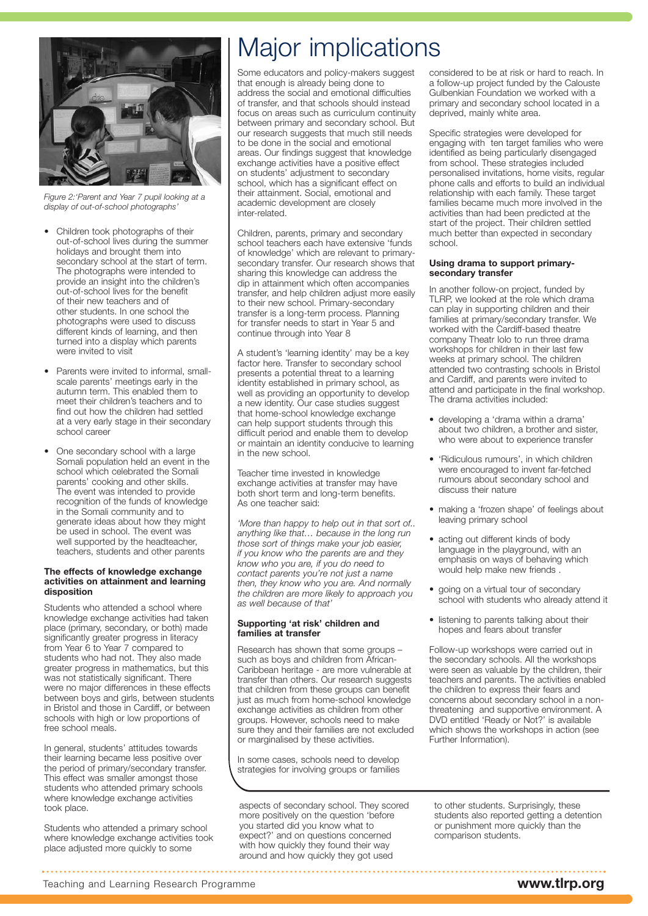Figure 2:'Parent and Year 7 pupil looking at a display of out-of-school photographs'

- Children took photographs of their out-of-school lives during the summer holidays and brought them into secondary school at the start of term. The photographs were intended to provide an insight into the children's out-of-school lives for the benefit of their new teachers and of other students. In one school the photographs were used to discuss different kinds of learning, and then turned into a display which parents were invited to visit
- Parents were invited to informal, small-scale parents' meetings early in the autumn term. This enabled them to meet their children's teachers and to find out how the children had settled at a very early stage in their secondary school career
- One secondary school with a large Somali population held an event in the school which celebrated the Somali parents' cooking and other skills. The event was intended to provide recognition of the funds of knowledge in the Somali community and to generate ideas about how they might be used in school. The event was well supported by the headteacher, teachers, students and other parents

### The effects of knowledge exchange activities on attainment and learning disposition

Students who attended a school where knowledge exchange activities had taken place (primary, secondary, or both) made significantly greater progress in literacy from Year 6 to Year 7 compared to students who had not. They also made greater progress in mathematics, but this was not statistically significant. There were no major differences in these effects between boys and girls, between students in Bristol and those in Cardiff, or between schools with high or low proportions of free school meals.

In general, students' attitudes towards their learning became less positive over the period of primary/secondary transfer. This effect was smaller amongst those students who attended primary schools where knowledge exchange activities took place.

Students who attended a primary school where knowledge exchange activities took place adjusted more quickly to some aspects of secondary school. They scored more positively on the question 'before you started did you know what to expect?' and on questions concerned with how quickly they found their way around and how quickly they got used to other students. Surprisingly, these students also reported getting a detention or punishment more quickly than the comparison students.

# Major implications

Some educators and policy-makers suggest that enough is already being done to address the social and emotional difficulties of transfer, and that schools should instead focus on areas such as curriculum continuity between primary and secondary school. But our research suggests that much still needs to be done in the social and emotional areas. Our findings suggest that knowledge exchange activities have a positive effect on students' adjustment to secondary school, which has a significant effect on their attainment. Social, emotional and academic development are closely inter-related.

Children, parents, primary and secondary school teachers each have extensive 'funds of knowledge' which are relevant to primary-secondary transfer. Our research shows that sharing this knowledge can address the dip in attainment which often accompanies transfer, and help children adjust more easily to their new school. Primary-secondary transfer is a long-term process. Planning for transfer needs to start in Year 5 and continue through into Year 8

A student's 'learning identity' may be a key factor here. Transfer to secondary school presents a potential threat to a learning identity established in primary school, as well as providing an opportunity to develop a new identity. Our case studies suggest that home-school knowledge exchange can help support students through this difficult period and enable them to develop or maintain an identity conducive to learning in the new school.

Teacher time invested in knowledge exchange activities at transfer may have both short term and long-term benefits. As one teacher said:

*'More than happy to help out in that sort of.. anything like that… because in the long run those sort of things make your job easier, if you know who the parents are and they know who you are, if you do need to contact parents you're not just a name then, they know who you are. And normally the children are more likely to approach you as well because of that'*

### Supporting 'at risk' children and families at transfer

Research has shown that some groups – such as boys and children from African-Caribbean heritage - are more vulnerable at transfer than others. Our research suggests that children from these groups can benefit just as much from home-school knowledge exchange activities as children from other groups. However, schools need to make sure they and their families are not excluded or marginalised by these activities.

In some cases, schools need to develop strategies for involving groups or families considered to be at risk or hard to reach. In a follow-up project funded by the Calouste Gulbenkian Foundation we worked with a primary and secondary school located in a deprived, mainly white area.

Specific strategies were developed for engaging with ten target families who were identified as being particularly disengaged from school. These strategies included personalised invitations, home visits, regular phone calls and efforts to build an individual relationship with each family. These target families became much more involved in the activities than had been predicted at the start of the project. Their children settled much better than expected in secondary school.

### Using drama to support primary-secondary transfer

In another follow-on project, funded by TLRP, we looked at the role which drama can play in supporting children and their families at primary/secondary transfer. We worked with the Cardiff-based theatre company Theatr Iolo to run three drama workshops for children in their last few weeks at primary school. The children attended two contrasting schools in Bristol and Cardiff, and parents were invited to attend and participate in the final workshop. The drama activities included:

- developing a 'drama within a drama' about two children, a brother and sister, who were about to experience transfer
- 'Ridiculous rumours', in which children were encouraged to invent far-fetched rumours about secondary school and discuss their nature
- making a 'frozen shape' of feelings about leaving primary school
- acting out different kinds of body language in the playground, with an emphasis on ways of behaving which would help make new friends .
- going on a virtual tour of secondary school with students who already attend it
- listening to parents talking about their hopes and fears about transfer

Follow-up workshops were carried out in the secondary schools. All the workshops were seen as valuable by the children, their teachers and parents. The activities enabled the children to express their fears and concerns about secondary school in a non-threatening and supportive environment. A DVD entitled 'Ready or Not?' is available which shows the workshops in action (see Further Information).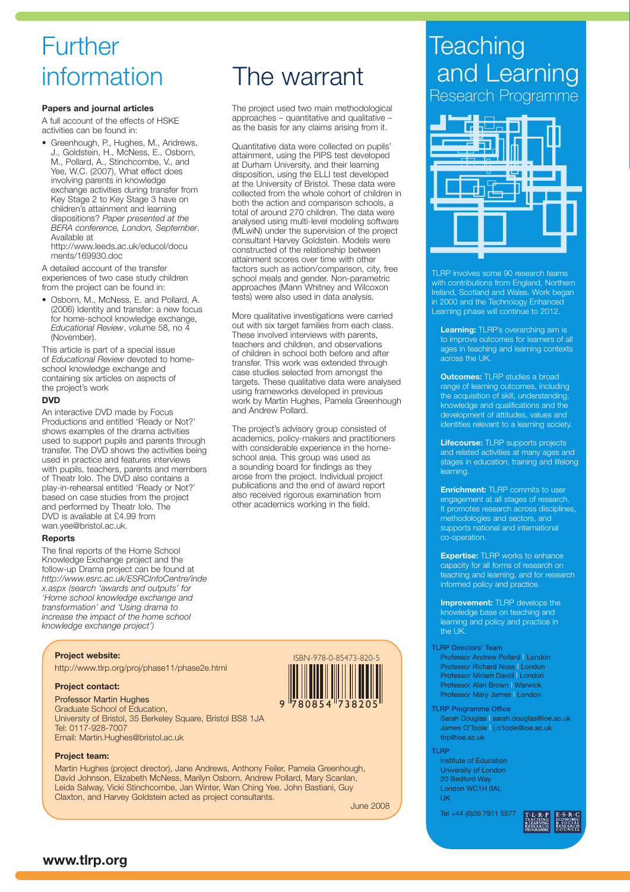# Further information

### Papers and journal articles

A full account of the effects of HSKE activities can be found in:

- Greenhough, P., Hughes, M., Andrews, J., Goldstein, H., McNess, E., Osborn, M., Pollard, A., Stinchcombe, V., and Yee, W.C. (2007), What effect does involving parents in knowledge exchange activities during transfer from Key Stage 2 to Key Stage 3 have on children's attainment and learning dispositions? *Paper presented at the BERA conference, London, September*. Available at http://www.leeds.ac.uk/educol/documents/169930.doc

A detailed account of the transfer experiences of two case study children from the project can be found in:

- Osborn, M., McNess, E. and Pollard, A. (2006) Identity and transfer: a new focus for home-school knowledge exchange, *Educational Review*, volume 58, no 4 (November).

This article is part of a special issue of *Educational Review* devoted to home-school knowledge exchange and containing six articles on aspects of the project's work

### DVD

An interactive DVD made by Focus Productions and entitled 'Ready or Not?' shows examples of the drama activities used to support pupils and parents through transfer. The DVD shows the activities being used in practice and features interviews with pupils, teachers, parents and members of Theatr Iolo. The DVD also contains a play-in-rehearsal entitled 'Ready or Not?' based on case studies from the project and performed by Theatr Iolo. The DVD is available at £4.99 from wan.yee@bristol.ac.uk.

### Reports

The final reports of the Home School Knowledge Exchange project and the follow-up Drama project can be found at *http://www.esrc.ac.uk/ESRCInfoCentre/index.aspx (search 'awards and outputs' for 'Home school knowledge exchange and transformation' and 'Using drama to increase the impact of the home school knowledge exchange project')*

# The warrant

The project used two main methodological approaches – quantitative and qualitative – as the basis for any claims arising from it.

Quantitative data were collected on pupils' attainment, using the PIPS test developed at Durham University, and their learning disposition, using the ELLI test developed at the University of Bristol. These data were collected from the whole cohort of children in both the action and comparison schools, a total of around 270 children. The data were analysed using multi-level modeling software (MLwiN) under the supervision of the project consultant Harvey Goldstein. Models were constructed of the relationship between attainment scores over time with other factors such as action/comparison, city, free school meals and gender. Non-parametric approaches (Mann Whitney and Wilcoxon tests) were also used in data analysis.

More qualitative investigations were carried out with six target families from each class. These involved interviews with parents, teachers and children, and observations of children in school both before and after transfer. This work was extended through case studies selected from amongst the targets. These qualitative data were analysed using frameworks developed in previous work by Martin Hughes, Pamela Greenhough and Andrew Pollard.

The project's advisory group consisted of academics, policy-makers and practitioners with considerable experience in the home-school area. This group was used as a sounding board for findings as they arose from the project. Individual project publications and the end of award report also received rigorous examination from other academics working in the field.

**Project website:**

http://www.tlrp.org/proj/phase11/phase2e.html

**Project contact:**

Professor Martin Hughes
Graduate School of Education,
University of Bristol, 35 Berkeley Square, Bristol BS8 1JA
Tel: 0117-928-7007
Email: Martin.Hughes@bristol.ac.uk

ISBN-978-0-85473-820-5

9 780854 738205

**Project team:**

Martin Hughes (project director), Jane Andrews, Anthony Feiler, Pamela Greenhough, David Johnson, Elizabeth McNess, Marilyn Osborn, Andrew Pollard, Mary Scanlan, Leida Salway, Vicki Stinchcombe, Jan Winter, Wan Ching Yee. John Bastiani, Guy Claxton, and Harvey Goldstein acted as project consultants.

June 2008

# Teaching and Learning
## Research Programme

TLRP involves some 90 research teams with contributions from England, Northern Ireland, Scotland and Wales. Work began in 2000 and the Technology Enhanced Learning phase will continue to 2012.

**Learning:** TLRP's overarching aim is to improve outcomes for learners of all ages in teaching and learning contexts across the UK.

**Outcomes:** TLRP studies a broad range of learning outcomes, including the acquisition of skill, understanding, knowledge and qualifications and the development of attitudes, values and identities relevant to a learning society.

**Lifecourse:** TLRP supports projects and related activities at many ages and stages in education, training and lifelong learning.

**Enrichment:** TLRP commits to user engagement at all stages of research. It promotes research across disciplines, methodologies and sectors, and supports national and international co-operation.

**Expertise:** TLRP works to enhance capacity for all forms of research on teaching and learning, and for research informed policy and practice.

**Improvement:** TLRP develops the knowledge base on teaching and learning and policy and practice in the UK.

TLRP Directors' Team
Professor Andrew Pollard | London
Professor Richard Noss | London
Professor Miriam David | London
Professor Alan Brown | Warwick
Professor Mary James | London

TLRP Programme Office
Sarah Douglas | sarah.douglas@ioe.ac.uk
James O'Toole | j.o'toole@ioe.ac.uk
tlrp@ioe.ac.uk

TLRP
Institute of Education
University of London
20 Bedford Way
London WC1H 0AL
UK

Tel +44 (0)20 7911 5577

T·L·R·P TEACHING & LEARNING RESEARCH PROGRAMME
E·S·R·C ECONOMIC & SOCIAL RESEARCH COUNCIL

**www.tlrp.org**